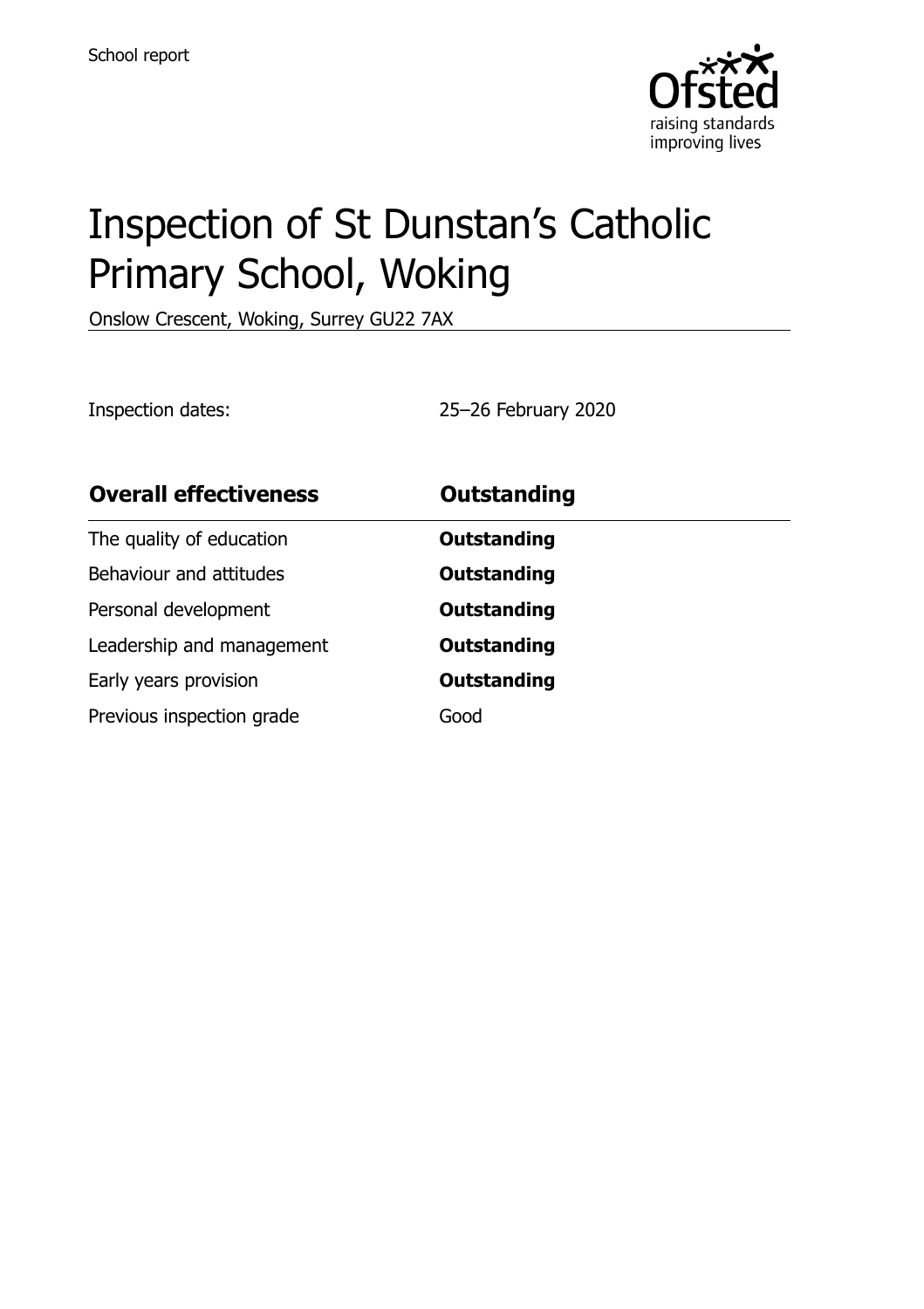School report

# Inspection of St Dunstan's Catholic Primary School, Woking

Onslow Crescent, Woking, Surrey GU22 7AX

Inspection dates: 25–26 February 2020

| **Overall effectiveness** | **Outstanding** |
| --- | --- |
| The quality of education | **Outstanding** |
| Behaviour and attitudes | **Outstanding** |
| Personal development | **Outstanding** |
| Leadership and management | **Outstanding** |
| Early years provision | **Outstanding** |
| Previous inspection grade | Good |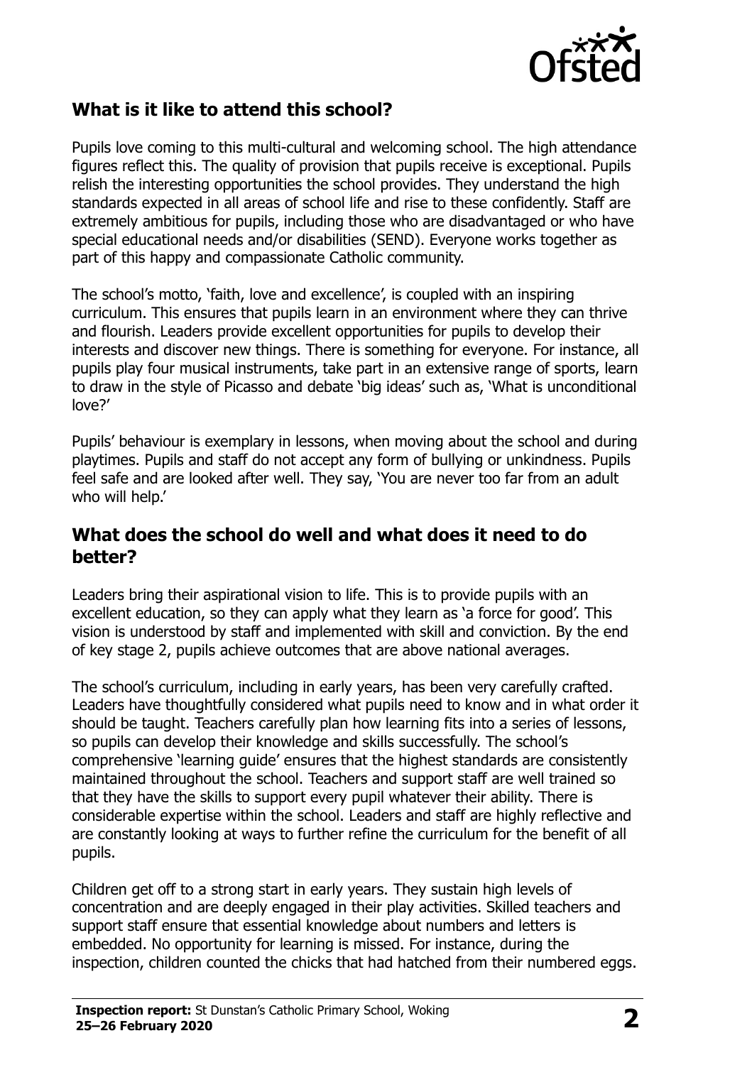## What is it like to attend this school?

Pupils love coming to this multi-cultural and welcoming school. The high attendance figures reflect this. The quality of provision that pupils receive is exceptional. Pupils relish the interesting opportunities the school provides. They understand the high standards expected in all areas of school life and rise to these confidently. Staff are extremely ambitious for pupils, including those who are disadvantaged or who have special educational needs and/or disabilities (SEND). Everyone works together as part of this happy and compassionate Catholic community.

The school's motto, 'faith, love and excellence', is coupled with an inspiring curriculum. This ensures that pupils learn in an environment where they can thrive and flourish. Leaders provide excellent opportunities for pupils to develop their interests and discover new things. There is something for everyone. For instance, all pupils play four musical instruments, take part in an extensive range of sports, learn to draw in the style of Picasso and debate 'big ideas' such as, 'What is unconditional love?'

Pupils' behaviour is exemplary in lessons, when moving about the school and during playtimes. Pupils and staff do not accept any form of bullying or unkindness. Pupils feel safe and are looked after well. They say, 'You are never too far from an adult who will help.'

## What does the school do well and what does it need to do better?

Leaders bring their aspirational vision to life. This is to provide pupils with an excellent education, so they can apply what they learn as 'a force for good'. This vision is understood by staff and implemented with skill and conviction. By the end of key stage 2, pupils achieve outcomes that are above national averages.

The school's curriculum, including in early years, has been very carefully crafted. Leaders have thoughtfully considered what pupils need to know and in what order it should be taught. Teachers carefully plan how learning fits into a series of lessons, so pupils can develop their knowledge and skills successfully. The school's comprehensive 'learning guide' ensures that the highest standards are consistently maintained throughout the school. Teachers and support staff are well trained so that they have the skills to support every pupil whatever their ability. There is considerable expertise within the school. Leaders and staff are highly reflective and are constantly looking at ways to further refine the curriculum for the benefit of all pupils.

Children get off to a strong start in early years. They sustain high levels of concentration and are deeply engaged in their play activities. Skilled teachers and support staff ensure that essential knowledge about numbers and letters is embedded. No opportunity for learning is missed. For instance, during the inspection, children counted the chicks that had hatched from their numbered eggs.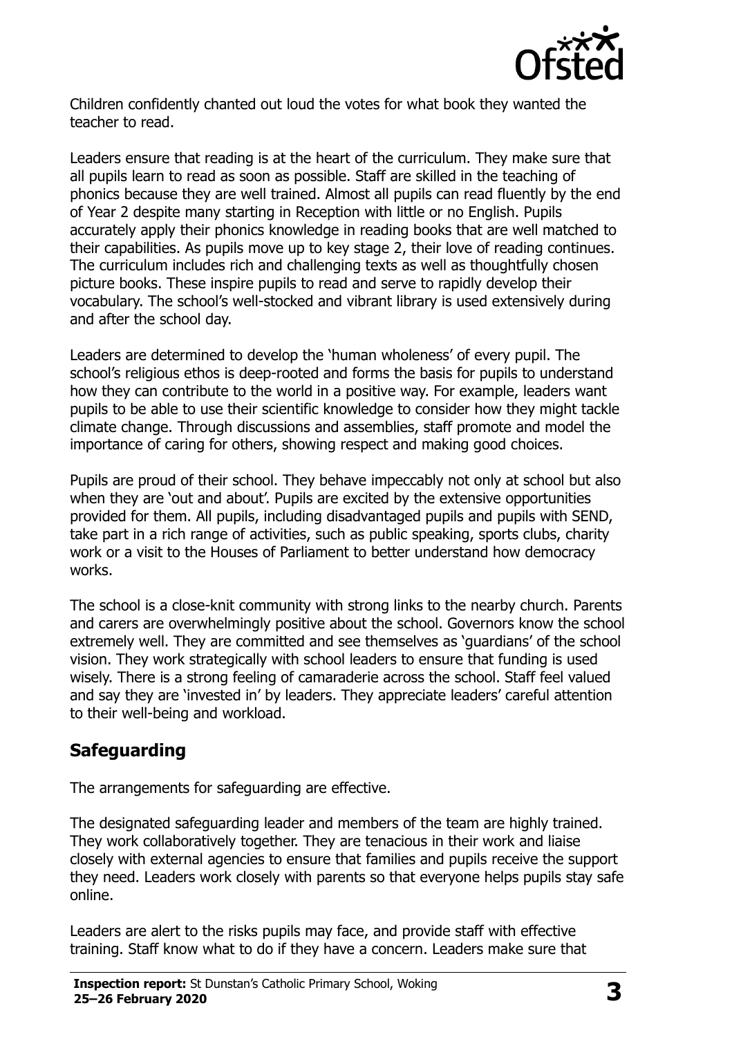Children confidently chanted out loud the votes for what book they wanted the teacher to read.

Leaders ensure that reading is at the heart of the curriculum. They make sure that all pupils learn to read as soon as possible. Staff are skilled in the teaching of phonics because they are well trained. Almost all pupils can read fluently by the end of Year 2 despite many starting in Reception with little or no English. Pupils accurately apply their phonics knowledge in reading books that are well matched to their capabilities. As pupils move up to key stage 2, their love of reading continues. The curriculum includes rich and challenging texts as well as thoughtfully chosen picture books. These inspire pupils to read and serve to rapidly develop their vocabulary. The school's well-stocked and vibrant library is used extensively during and after the school day.

Leaders are determined to develop the 'human wholeness' of every pupil. The school's religious ethos is deep-rooted and forms the basis for pupils to understand how they can contribute to the world in a positive way. For example, leaders want pupils to be able to use their scientific knowledge to consider how they might tackle climate change. Through discussions and assemblies, staff promote and model the importance of caring for others, showing respect and making good choices.

Pupils are proud of their school. They behave impeccably not only at school but also when they are 'out and about'. Pupils are excited by the extensive opportunities provided for them. All pupils, including disadvantaged pupils and pupils with SEND, take part in a rich range of activities, such as public speaking, sports clubs, charity work or a visit to the Houses of Parliament to better understand how democracy works.

The school is a close-knit community with strong links to the nearby church. Parents and carers are overwhelmingly positive about the school. Governors know the school extremely well. They are committed and see themselves as 'guardians' of the school vision. They work strategically with school leaders to ensure that funding is used wisely. There is a strong feeling of camaraderie across the school. Staff feel valued and say they are 'invested in' by leaders. They appreciate leaders' careful attention to their well-being and workload.

## Safeguarding

The arrangements for safeguarding are effective.

The designated safeguarding leader and members of the team are highly trained. They work collaboratively together. They are tenacious in their work and liaise closely with external agencies to ensure that families and pupils receive the support they need. Leaders work closely with parents so that everyone helps pupils stay safe online.

Leaders are alert to the risks pupils may face, and provide staff with effective training. Staff know what to do if they have a concern. Leaders make sure that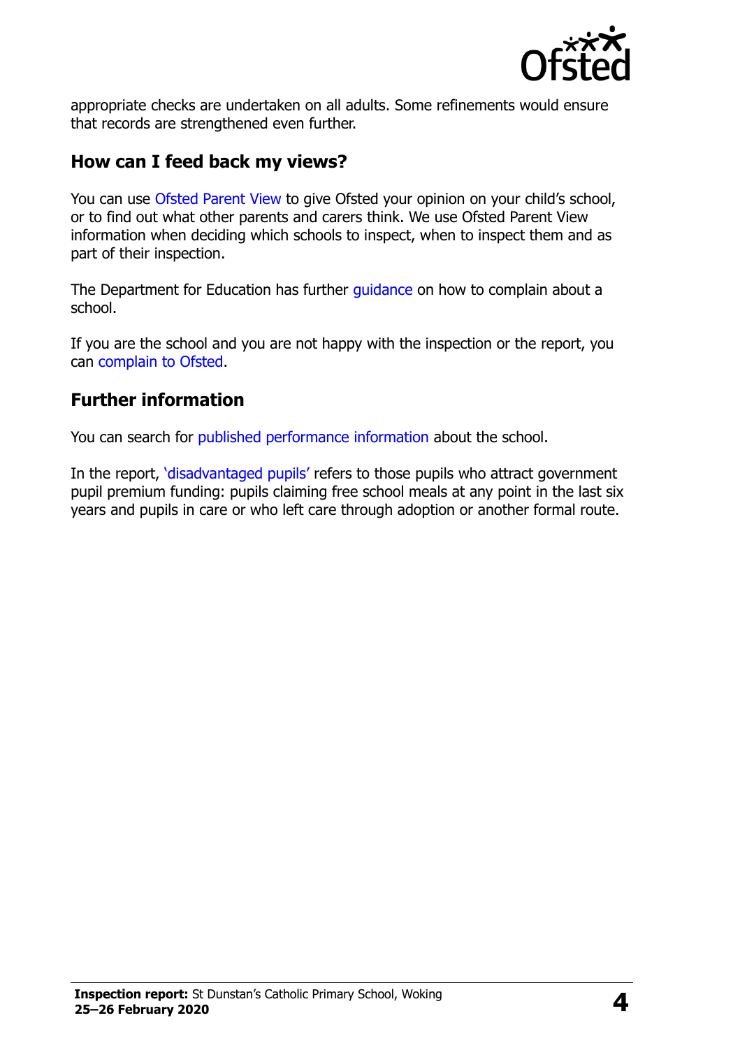appropriate checks are undertaken on all adults. Some refinements would ensure that records are strengthened even further.

## How can I feed back my views?

You can use Ofsted Parent View to give Ofsted your opinion on your child's school, or to find out what other parents and carers think. We use Ofsted Parent View information when deciding which schools to inspect, when to inspect them and as part of their inspection.

The Department for Education has further guidance on how to complain about a school.

If you are the school and you are not happy with the inspection or the report, you can complain to Ofsted.

## Further information

You can search for published performance information about the school.

In the report, 'disadvantaged pupils' refers to those pupils who attract government pupil premium funding: pupils claiming free school meals at any point in the last six years and pupils in care or who left care through adoption or another formal route.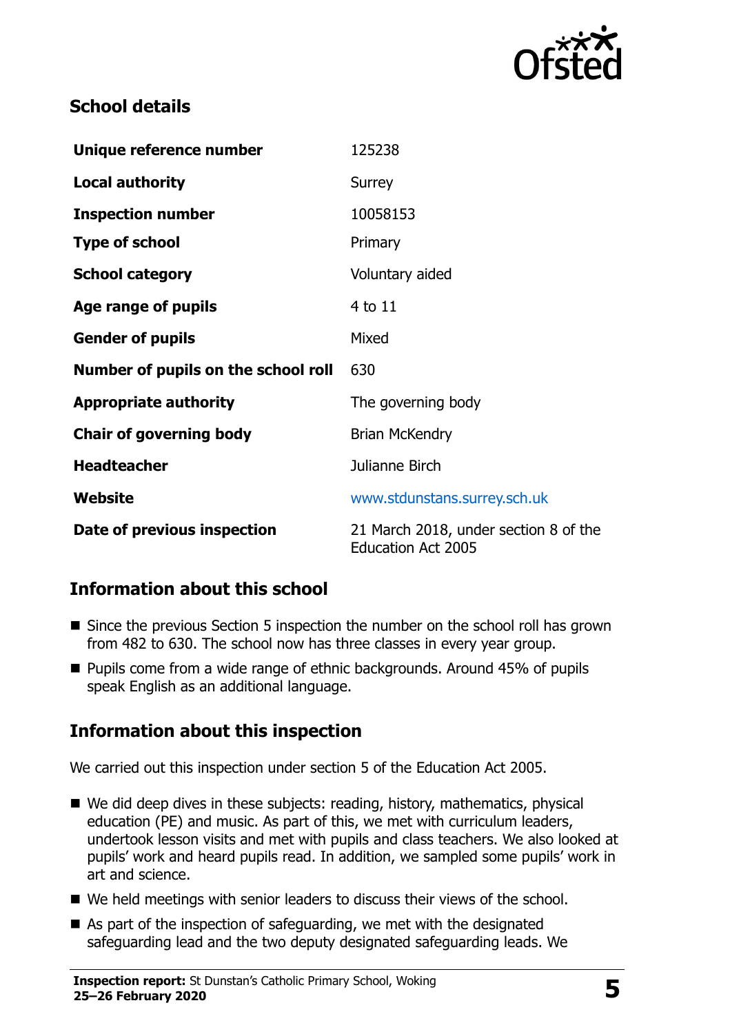## School details

| | |
|---|---|
| **Unique reference number** | 125238 |
| **Local authority** | Surrey |
| **Inspection number** | 10058153 |
| **Type of school** | Primary |
| **School category** | Voluntary aided |
| **Age range of pupils** | 4 to 11 |
| **Gender of pupils** | Mixed |
| **Number of pupils on the school roll** | 630 |
| **Appropriate authority** | The governing body |
| **Chair of governing body** | Brian McKendry |
| **Headteacher** | Julianne Birch |
| **Website** | www.stdunstans.surrey.sch.uk |
| **Date of previous inspection** | 21 March 2018, under section 8 of the Education Act 2005 |

## Information about this school

- Since the previous Section 5 inspection the number on the school roll has grown from 482 to 630. The school now has three classes in every year group.
- Pupils come from a wide range of ethnic backgrounds. Around 45% of pupils speak English as an additional language.

## Information about this inspection

We carried out this inspection under section 5 of the Education Act 2005.

- We did deep dives in these subjects: reading, history, mathematics, physical education (PE) and music. As part of this, we met with curriculum leaders, undertook lesson visits and met with pupils and class teachers. We also looked at pupils' work and heard pupils read. In addition, we sampled some pupils' work in art and science.
- We held meetings with senior leaders to discuss their views of the school.
- As part of the inspection of safeguarding, we met with the designated safeguarding lead and the two deputy designated safeguarding leads. We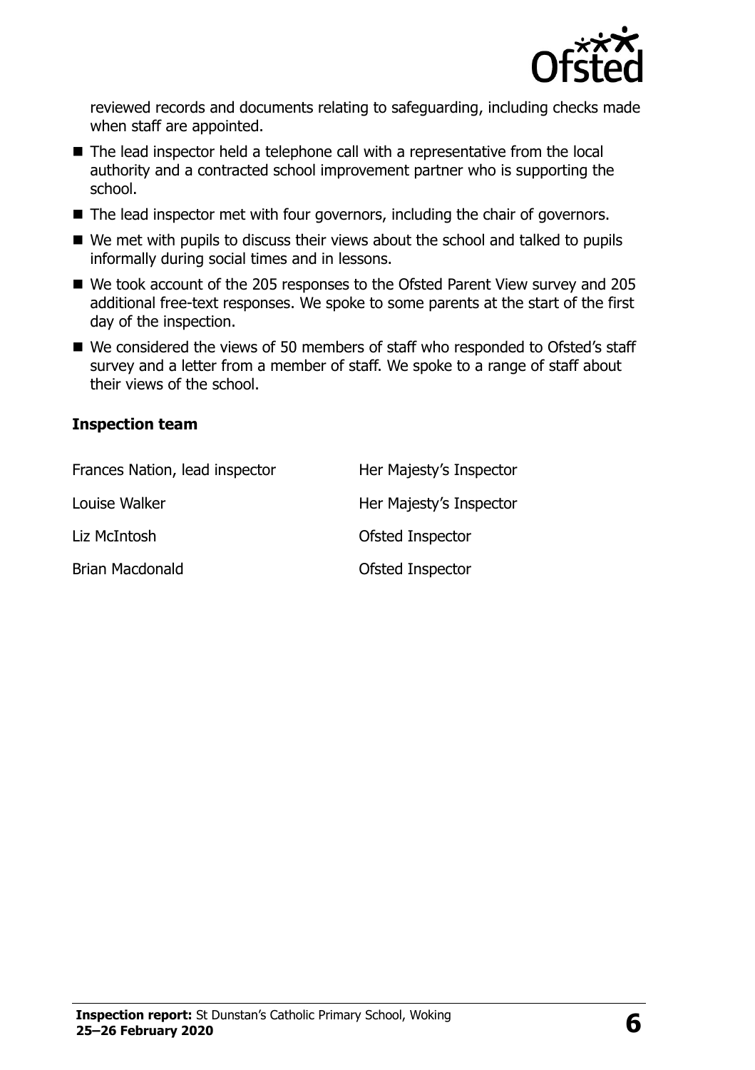reviewed records and documents relating to safeguarding, including checks made when staff are appointed.

- The lead inspector held a telephone call with a representative from the local authority and a contracted school improvement partner who is supporting the school.
- The lead inspector met with four governors, including the chair of governors.
- We met with pupils to discuss their views about the school and talked to pupils informally during social times and in lessons.
- We took account of the 205 responses to the Ofsted Parent View survey and 205 additional free-text responses. We spoke to some parents at the start of the first day of the inspection.
- We considered the views of 50 members of staff who responded to Ofsted's staff survey and a letter from a member of staff. We spoke to a range of staff about their views of the school.

### Inspection team

| | |
|---|---|
| Frances Nation, lead inspector | Her Majesty's Inspector |
| Louise Walker | Her Majesty's Inspector |
| Liz McIntosh | Ofsted Inspector |
| Brian Macdonald | Ofsted Inspector |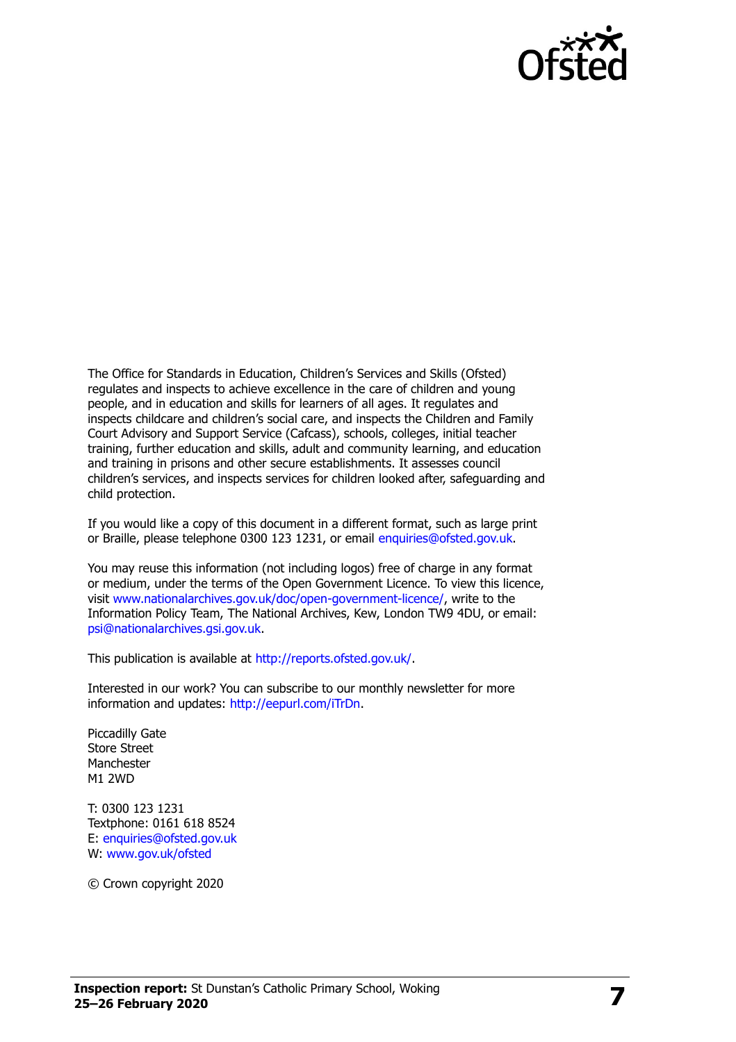The Office for Standards in Education, Children's Services and Skills (Ofsted) regulates and inspects to achieve excellence in the care of children and young people, and in education and skills for learners of all ages. It regulates and inspects childcare and children's social care, and inspects the Children and Family Court Advisory and Support Service (Cafcass), schools, colleges, initial teacher training, further education and skills, adult and community learning, and education and training in prisons and other secure establishments. It assesses council children's services, and inspects services for children looked after, safeguarding and child protection.

If you would like a copy of this document in a different format, such as large print or Braille, please telephone 0300 123 1231, or email enquiries@ofsted.gov.uk.

You may reuse this information (not including logos) free of charge in any format or medium, under the terms of the Open Government Licence. To view this licence, visit www.nationalarchives.gov.uk/doc/open-government-licence/, write to the Information Policy Team, The National Archives, Kew, London TW9 4DU, or email: psi@nationalarchives.gsi.gov.uk.

This publication is available at http://reports.ofsted.gov.uk/.

Interested in our work? You can subscribe to our monthly newsletter for more information and updates: http://eepurl.com/iTrDn.

Piccadilly Gate
Store Street
Manchester
M1 2WD

T: 0300 123 1231
Textphone: 0161 618 8524
E: enquiries@ofsted.gov.uk
W: www.gov.uk/ofsted

© Crown copyright 2020